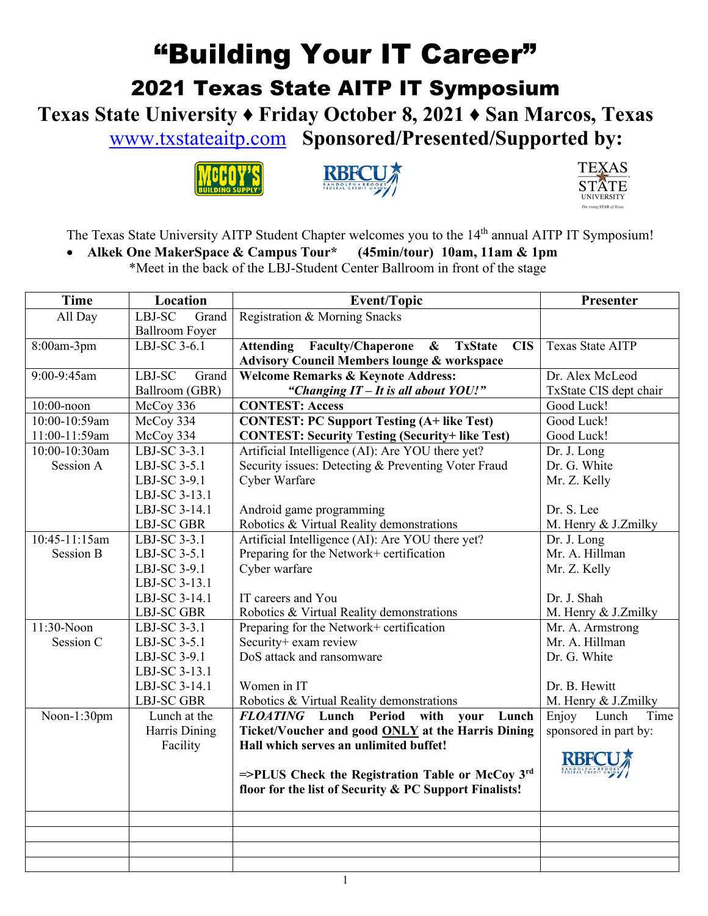# "Building Your IT Career"

## 2021 Texas State AITP IT Symposium

### Texas State University ♦ Friday October 8, 2021 ♦ San Marcos, Texas

www.txstateaitp.com **Sponsored/Presented/Supported by:**

The Texas State University AITP Student Chapter welcomes you to the 14th annual AITP IT Symposium!

- **Alkek One MakerSpace & Campus Tour\* (45min/tour) 10am, 11am & 1pm**
  \*Meet in the back of the LBJ-Student Center Ballroom in front of the stage

| Time | Location | Event/Topic | Presenter |
|---|---|---|---|
| All Day | LBJ-SC Grand Ballroom Foyer | Registration & Morning Snacks | |
| 8:00am-3pm | LBJ-SC 3-6.1 | **Attending Faculty/Chaperone & TxState CIS Advisory Council Members lounge & workspace** | Texas State AITP |
| 9:00-9:45am | LBJ-SC Grand Ballroom (GBR) | **Welcome Remarks & Keynote Address:** ***"Changing IT – It is all about YOU!"*** | Dr. Alex McLeod TxState CIS dept chair |
| 10:00-noon | McCoy 336 | **CONTEST: Access** | Good Luck! |
| 10:00-10:59am | McCoy 334 | **CONTEST: PC Support Testing (A+ like Test)** | Good Luck! |
| 11:00-11:59am | McCoy 334 | **CONTEST: Security Testing (Security+ like Test)** | Good Luck! |
| 10:00-10:30am Session A | LBJ-SC 3-3.1 | Artificial Intelligence (AI): Are YOU there yet? | Dr. J. Long |
| | LBJ-SC 3-5.1 | Security issues: Detecting & Preventing Voter Fraud | Dr. G. White |
| | LBJ-SC 3-9.1 | Cyber Warfare | Mr. Z. Kelly |
| | LBJ-SC 3-13.1 | | |
| | LBJ-SC 3-14.1 | Android game programming | Dr. S. Lee |
| | LBJ-SC GBR | Robotics & Virtual Reality demonstrations | M. Henry & J.Zmilky |
| 10:45-11:15am Session B | LBJ-SC 3-3.1 | Artificial Intelligence (AI): Are YOU there yet? | Dr. J. Long |
| | LBJ-SC 3-5.1 | Preparing for the Network+ certification | Mr. A. Hillman |
| | LBJ-SC 3-9.1 | Cyber warfare | Mr. Z. Kelly |
| | LBJ-SC 3-13.1 | | |
| | LBJ-SC 3-14.1 | IT careers and You | Dr. J. Shah |
| | LBJ-SC GBR | Robotics & Virtual Reality demonstrations | M. Henry & J.Zmilky |
| 11:30-Noon Session C | LBJ-SC 3-3.1 | Preparing for the Network+ certification | Mr. A. Armstrong |
| | LBJ-SC 3-5.1 | Security+ exam review | Mr. A. Hillman |
| | LBJ-SC 3-9.1 | DoS attack and ransomware | Dr. G. White |
| | LBJ-SC 3-13.1 | | |
| | LBJ-SC 3-14.1 | Women in IT | Dr. B. Hewitt |
| | LBJ-SC GBR | Robotics & Virtual Reality demonstrations | M. Henry & J.Zmilky |
| Noon-1:30pm | Lunch at the Harris Dining Facility | ***FLOATING* Lunch Period with your Lunch Ticket/Voucher and good ONLY at the Harris Dining Hall which serves an unlimited buffet!** **=>PLUS Check the Registration Table or McCoy 3rd floor for the list of Security & PC Support Finalists!** | Enjoy Lunch Time sponsored in part by: RBFCU |
| | | | |
| | | | |
| | | | |
| | | | |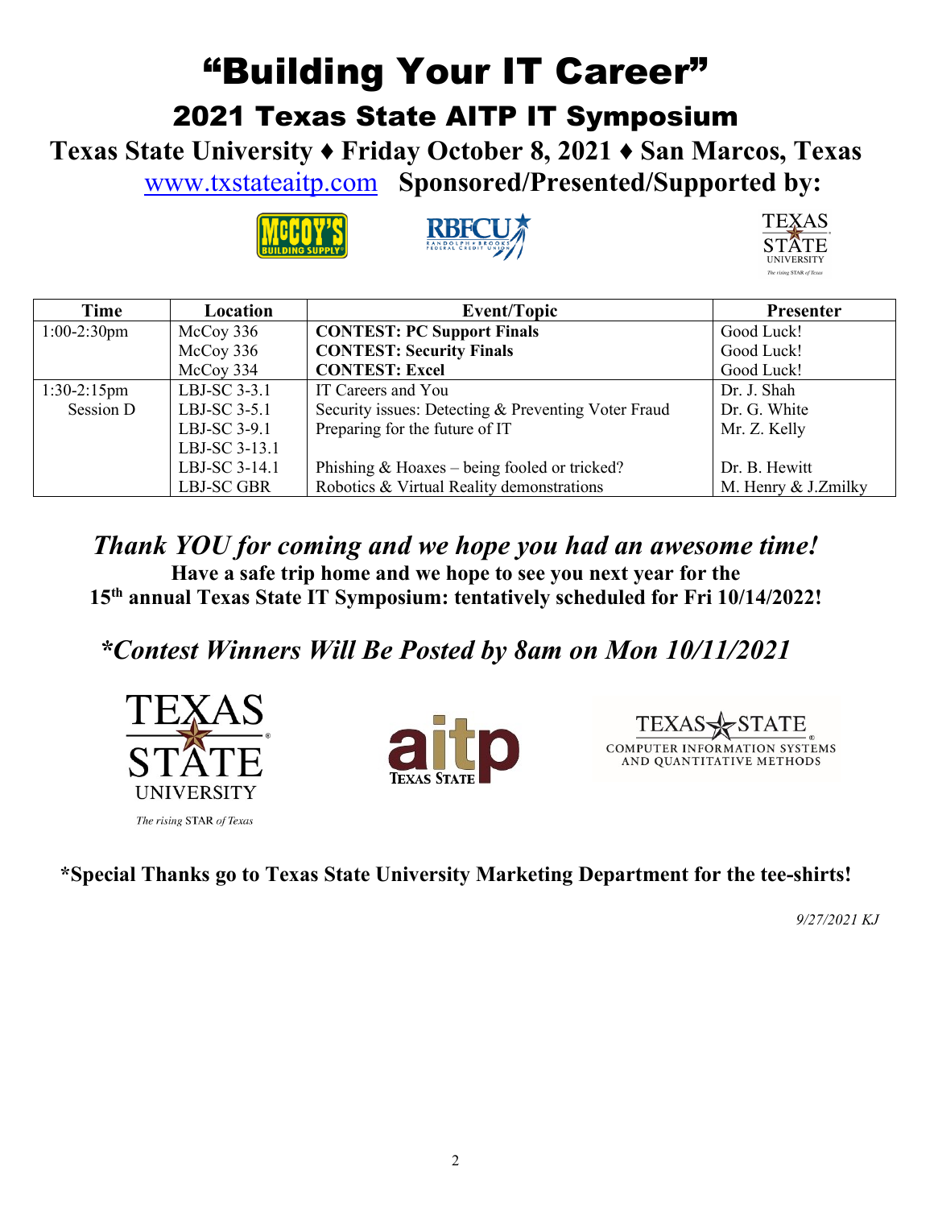# "Building Your IT Career"

## 2021 Texas State AITP IT Symposium

**Texas State University ♦ Friday October 8, 2021 ♦ San Marcos, Texas**

www.txstateaitp.com **Sponsored/Presented/Supported by:**

| Time | Location | Event/Topic | Presenter |
|---|---|---|---|
| 1:00-2:30pm | McCoy 336 | **CONTEST: PC Support Finals** | Good Luck! |
| | McCoy 336 | **CONTEST: Security Finals** | Good Luck! |
| | McCoy 334 | **CONTEST: Excel** | Good Luck! |
| 1:30-2:15pm Session D | LBJ-SC 3-3.1 | IT Careers and You | Dr. J. Shah |
| | LBJ-SC 3-5.1 | Security issues: Detecting & Preventing Voter Fraud | Dr. G. White |
| | LBJ-SC 3-9.1 | Preparing for the future of IT | Mr. Z. Kelly |
| | LBJ-SC 3-13.1 | | |
| | LBJ-SC 3-14.1 | Phishing & Hoaxes – being fooled or tricked? | Dr. B. Hewitt |
| | LBJ-SC GBR | Robotics & Virtual Reality demonstrations | M. Henry & J.Zmilky |

***Thank YOU for coming and we hope you had an awesome time!***

**Have a safe trip home and we hope to see you next year for the 15th annual Texas State IT Symposium: tentatively scheduled for Fri 10/14/2022!**

***\*Contest Winners Will Be Posted by 8am on Mon 10/11/2021***

**\*Special Thanks go to Texas State University Marketing Department for the tee-shirts!**

*9/27/2021 KJ*